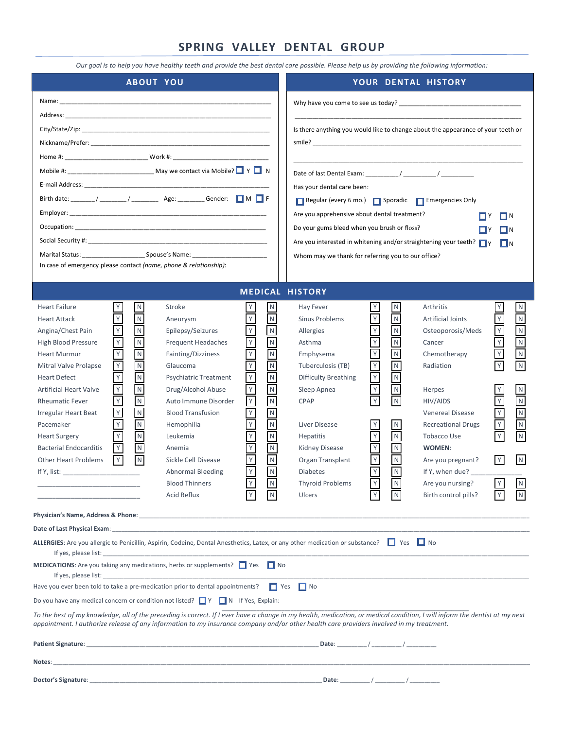# SPRING VALLEY DENTAL GROUP

*Our goal is to help you have healthy teeth and provide the best dental care possible. Please help us by providing the following information:*

## ABOUT YOU

Name: ____________________________________________

Address: ____________________________________________

City/State/Zip: ____________________________________________

Nickname/Prefer: ____________________________________________

Home #: ____________________ Work #: ______________________

Mobile #: ____________________ May we contact via Mobile? ☐ Y ☐ N

E-mail Address: ____________________________________________

Birth date: ______ / ______ / ______ Age: ______ Gender: ☐ M ☐ F

Employer: ____________________________________________

Occupation: ____________________________________________

Social Security #: ____________________________________________

Marital Status: _______________ Spouse's Name: __________________

In case of emergency please contact *(name, phone & relationship)*:

## YOUR DENTAL HISTORY

Why have you come to see us today? ______________________________

____________________________________________

Is there anything you would like to change about the appearance of your teeth or smile? ____________________________________________

____________________________________________

Date of last Dental Exam: ________ / ________ / ________

Has your dental care been:

☐ Regular (every 6 mo.) ☐ Sporadic ☐ Emergencies Only

Are you apprehensive about dental treatment? ☐ Y ☐ N

Do your gums bleed when you brush or floss? ☐ Y ☐ N

Are you interested in whitening and/or straightening your teeth? ☐ Y ☐ N

Whom may we thank for referring you to our office?

## MEDICAL HISTORY

| Condition | Y | N | Condition | Y | N | Condition | Y | N | Condition | Y | N |
|---|---|---|---|---|---|---|---|---|---|---|---|
| Heart Failure | Y | N | Stroke | Y | N | Hay Fever | Y | N | Arthritis | Y | N |
| Heart Attack | Y | N | Aneurysm | Y | N | Sinus Problems | Y | N | Artificial Joints | Y | N |
| Angina/Chest Pain | Y | N | Epilepsy/Seizures | Y | N | Allergies | Y | N | Osteoporosis/Meds | Y | N |
| High Blood Pressure | Y | N | Frequent Headaches | Y | N | Asthma | Y | N | Cancer | Y | N |
| Heart Murmur | Y | N | Fainting/Dizziness | Y | N | Emphysema | Y | N | Chemotherapy | Y | N |
| Mitral Valve Prolapse | Y | N | Glaucoma | Y | N | Tuberculosis (TB) | Y | N | Radiation | Y | N |
| Heart Defect | Y | N | Psychiatric Treatment | Y | N | Difficulty Breathing | Y | N | | | |
| Artificial Heart Valve | Y | N | Drug/Alcohol Abuse | Y | N | Sleep Apnea | Y | N | Herpes | Y | N |
| Rheumatic Fever | Y | N | Auto Immune Disorder | Y | N | CPAP | Y | N | HIV/AIDS | Y | N |
| Irregular Heart Beat | Y | N | Blood Transfusion | Y | N | | | | Venereal Disease | Y | N |
| Pacemaker | Y | N | Hemophilia | Y | N | Liver Disease | Y | N | Recreational Drugs | Y | N |
| Heart Surgery | Y | N | Leukemia | Y | N | Hepatitis | Y | N | Tobacco Use | Y | N |
| Bacterial Endocarditis | Y | N | Anemia | Y | N | Kidney Disease | Y | N | **WOMEN**: | | |
| Other Heart Problems | Y | N | Sickle Cell Disease | Y | N | Organ Transplant | Y | N | Are you pregnant? | Y | N |
| If Y, list: ____________ | | | Abnormal Bleeding | Y | N | Diabetes | Y | N | If Y, when due? ________ | | |
| ____________ | | | Blood Thinners | Y | N | Thyroid Problems | Y | N | Are you nursing? | Y | N |
| ____________ | | | Acid Reflux | Y | N | Ulcers | Y | N | Birth control pills? | Y | N |

**Physician's Name, Address & Phone**: ____________________________________________

**Date of Last Physical Exam**: ____________________________________________

**ALLERGIES**: Are you allergic to Penicillin, Aspirin, Codeine, Dental Anesthetics, Latex, or any other medication or substance? ☐ Yes ☐ No

If yes, please list: ____________________________________________

**MEDICATIONS**: Are you taking any medications, herbs or supplements? ☐ Yes ☐ No

If yes, please list: ____________________________________________

Have you ever been told to take a pre-medication prior to dental appointments? ☐ Yes ☐ No

Do you have any medical concern or condition not listed? ☐ Y ☐ N If Yes, Explain: ______________________________

*To the best of my knowledge, all of the preceding is correct. If I ever have a change in my health, medication, or medical condition, I will inform the dentist at my next appointment. I authorize release of any information to my insurance company and/or other health care providers involved in my treatment.*

**Patient Signature**: ______________________________ **Date**: ________ / ________ / ________

**Notes**: ____________________________________________

**Doctor's Signature**: ______________________________ **Date**: ________ / ________ / ________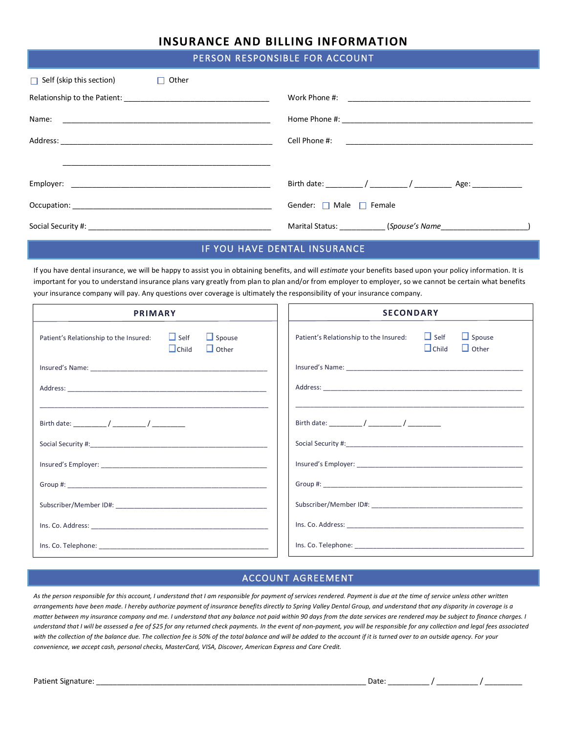# INSURANCE AND BILLING INFORMATION

## PERSON RESPONSIBLE FOR ACCOUNT

☐ Self (skip this section) ☐ Other

Relationship to the Patient: ___________________________________

Work Phone #: ___________________________________

Name: ___________________________________

Home Phone #: ___________________________________

Address: ___________________________________

___________________________________

Cell Phone #: ___________________________________

Employer: ___________________________________

Birth date: _________ / _________ / _________ Age: ____________

Occupation: ___________________________________

Gender: ☐ Male ☐ Female

Social Security #: ___________________________________

Marital Status: ___________ (*Spouse's Name*_____________________)

## IF YOU HAVE DENTAL INSURANCE

If you have dental insurance, we will be happy to assist you in obtaining benefits, and will *estimate* your benefits based upon your policy information. It is important for you to understand insurance plans vary greatly from plan to plan and/or from employer to employer, so we cannot be certain what benefits your insurance company will pay. Any questions over coverage is ultimately the responsibility of your insurance company.

### PRIMARY

Patient's Relationship to the Insured: ☐ Self ☐ Spouse ☐ Child ☐ Other

Insured's Name: ___________________________________

Address: ___________________________________

___________________________________

Birth date: _________ / _________ / _________

Social Security #: ___________________________________

Insured's Employer: ___________________________________

Group #: ___________________________________

Subscriber/Member ID#: ___________________________________

Ins. Co. Address: ___________________________________

Ins. Co. Telephone: ___________________________________

### SECONDARY

Patient's Relationship to the Insured: ☐ Self ☐ Spouse ☐ Child ☐ Other

Insured's Name: ___________________________________

Address: ___________________________________

___________________________________

Birth date: _________ / _________ / _________

Social Security #: ___________________________________

Insured's Employer: ___________________________________

Group #: ___________________________________

Subscriber/Member ID#: ___________________________________

Ins. Co. Address: ___________________________________

Ins. Co. Telephone: ___________________________________

## ACCOUNT AGREEMENT

*As the person responsible for this account, I understand that I am responsible for payment of services rendered. Payment is due at the time of service unless other written arrangements have been made. I hereby authorize payment of insurance benefits directly to Spring Valley Dental Group, and understand that any disparity in coverage is a matter between my insurance company and me. I understand that any balance not paid within 90 days from the date services are rendered may be subject to finance charges. I understand that I will be assessed a fee of $25 for any returned check payments. In the event of non-payment, you will be responsible for any collection and legal fees associated with the collection of the balance due. The collection fee is 50% of the total balance and will be added to the account if it is turned over to an outside agency. For your convenience, we accept cash, personal checks, MasterCard, VISA, Discover, American Express and Care Credit.*

Patient Signature: ___________________________________ Date: __________ / __________ / _________